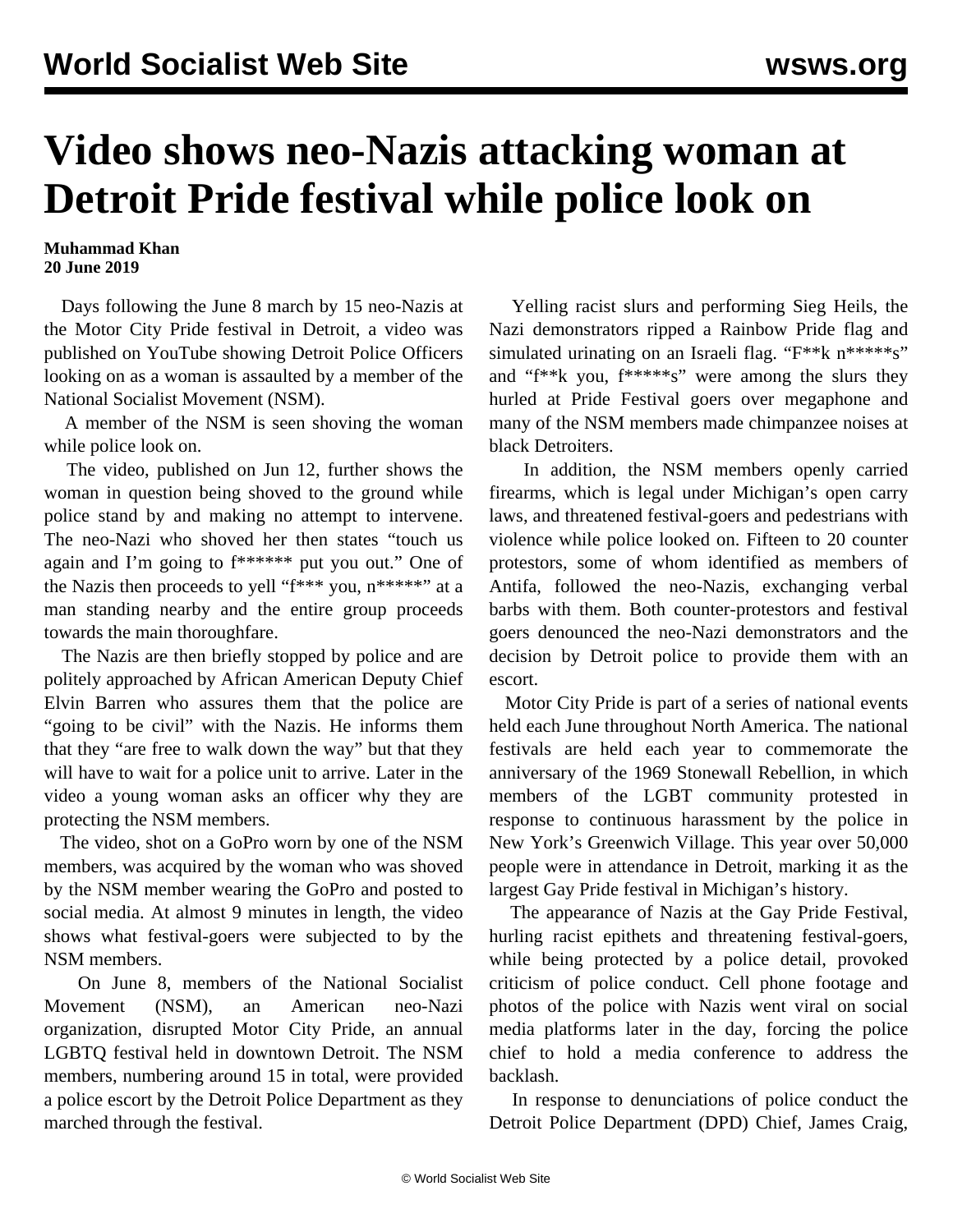# Video shows neo-Nazis attacking woman at Detroit Pride festival while police look on

**Muhammad Khan**
**20 June 2019**

Days following the June 8 march by 15 neo-Nazis at the Motor City Pride festival in Detroit, a video was published on YouTube showing Detroit Police Officers looking on as a woman is assaulted by a member of the National Socialist Movement (NSM).

A member of the NSM is seen shoving the woman while police look on.

The video, published on Jun 12, further shows the woman in question being shoved to the ground while police stand by and making no attempt to intervene. The neo-Nazi who shoved her then states "touch us again and I'm going to f****** put you out." One of the Nazis then proceeds to yell "f*** you, n*****" at a man standing nearby and the entire group proceeds towards the main thoroughfare.

The Nazis are then briefly stopped by police and are politely approached by African American Deputy Chief Elvin Barren who assures them that the police are "going to be civil" with the Nazis. He informs them that they "are free to walk down the way" but that they will have to wait for a police unit to arrive. Later in the video a young woman asks an officer why they are protecting the NSM members.

The video, shot on a GoPro worn by one of the NSM members, was acquired by the woman who was shoved by the NSM member wearing the GoPro and posted to social media. At almost 9 minutes in length, the video shows what festival-goers were subjected to by the NSM members.

On June 8, members of the National Socialist Movement (NSM), an American neo-Nazi organization, disrupted Motor City Pride, an annual LGBTQ festival held in downtown Detroit. The NSM members, numbering around 15 in total, were provided a police escort by the Detroit Police Department as they marched through the festival.

Yelling racist slurs and performing Sieg Heils, the Nazi demonstrators ripped a Rainbow Pride flag and simulated urinating on an Israeli flag. "F**k n*****s" and "f**k you, f*****s" were among the slurs they hurled at Pride Festival goers over megaphone and many of the NSM members made chimpanzee noises at black Detroiters.

In addition, the NSM members openly carried firearms, which is legal under Michigan's open carry laws, and threatened festival-goers and pedestrians with violence while police looked on. Fifteen to 20 counter protestors, some of whom identified as members of Antifa, followed the neo-Nazis, exchanging verbal barbs with them. Both counter-protestors and festival goers denounced the neo-Nazi demonstrators and the decision by Detroit police to provide them with an escort.

Motor City Pride is part of a series of national events held each June throughout North America. The national festivals are held each year to commemorate the anniversary of the 1969 Stonewall Rebellion, in which members of the LGBT community protested in response to continuous harassment by the police in New York's Greenwich Village. This year over 50,000 people were in attendance in Detroit, marking it as the largest Gay Pride festival in Michigan's history.

The appearance of Nazis at the Gay Pride Festival, hurling racist epithets and threatening festival-goers, while being protected by a police detail, provoked criticism of police conduct. Cell phone footage and photos of the police with Nazis went viral on social media platforms later in the day, forcing the police chief to hold a media conference to address the backlash.

In response to denunciations of police conduct the Detroit Police Department (DPD) Chief, James Craig,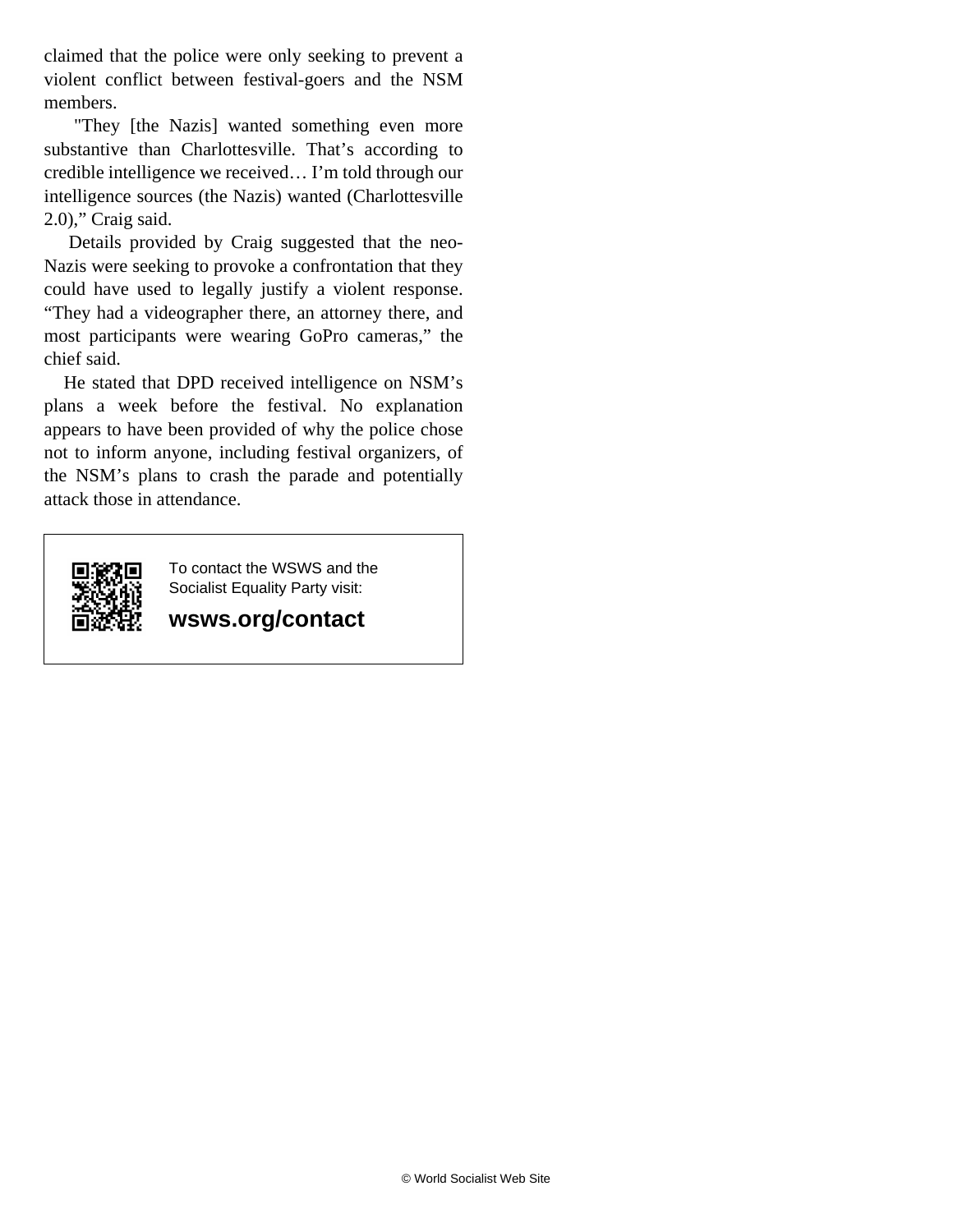claimed that the police were only seeking to prevent a violent conflict between festival-goers and the NSM members.

"They [the Nazis] wanted something even more substantive than Charlottesville. That's according to credible intelligence we received… I'm told through our intelligence sources (the Nazis) wanted (Charlottesville 2.0)," Craig said.

Details provided by Craig suggested that the neo-Nazis were seeking to provoke a confrontation that they could have used to legally justify a violent response. "They had a videographer there, an attorney there, and most participants were wearing GoPro cameras," the chief said.

He stated that DPD received intelligence on NSM's plans a week before the festival. No explanation appears to have been provided of why the police chose not to inform anyone, including festival organizers, of the NSM's plans to crash the parade and potentially attack those in attendance.

To contact the WSWS and the Socialist Equality Party visit:

**wsws.org/contact**

© World Socialist Web Site